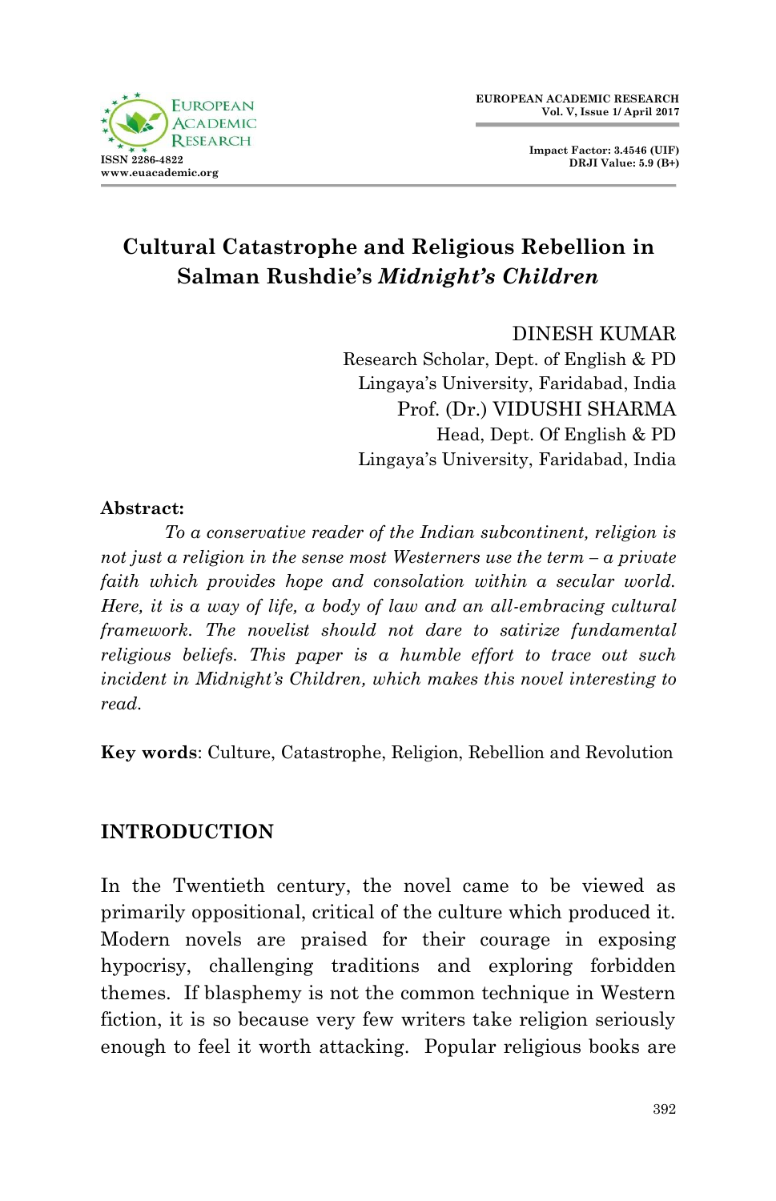# Cultural Catastrophe and Religious Rebellion in Salman Rushdie's *Midnight's Children*

DINESH KUMAR
Research Scholar, Dept. of English & PD
Lingaya's University, Faridabad, India

Prof. (Dr.) VIDUSHI SHARMA
Head, Dept. Of English & PD
Lingaya's University, Faridabad, India

**Abstract:**

*To a conservative reader of the Indian subcontinent, religion is not just a religion in the sense most Westerners use the term – a private faith which provides hope and consolation within a secular world. Here, it is a way of life, a body of law and an all-embracing cultural framework. The novelist should not dare to satirize fundamental religious beliefs. This paper is a humble effort to trace out such incident in Midnight's Children, which makes this novel interesting to read.*

**Key words**: Culture, Catastrophe, Religion, Rebellion and Revolution

## INTRODUCTION

In the Twentieth century, the novel came to be viewed as primarily oppositional, critical of the culture which produced it. Modern novels are praised for their courage in exposing hypocrisy, challenging traditions and exploring forbidden themes. If blasphemy is not the common technique in Western fiction, it is so because very few writers take religion seriously enough to feel it worth attacking. Popular religious books are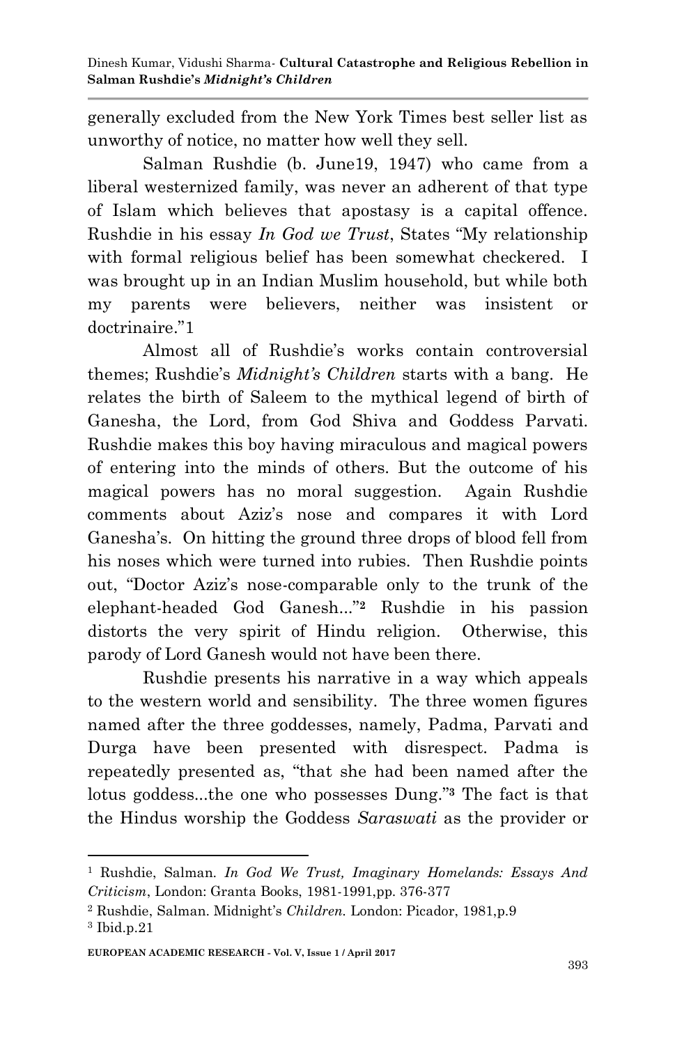generally excluded from the New York Times best seller list as unworthy of notice, no matter how well they sell.

Salman Rushdie (b. June19, 1947) who came from a liberal westernized family, was never an adherent of that type of Islam which believes that apostasy is a capital offence. Rushdie in his essay *In God we Trust*, States "My relationship with formal religious belief has been somewhat checkered. I was brought up in an Indian Muslim household, but while both my parents were believers, neither was insistent or doctrinaire."1

Almost all of Rushdie's works contain controversial themes; Rushdie's *Midnight's Children* starts with a bang. He relates the birth of Saleem to the mythical legend of birth of Ganesha, the Lord, from God Shiva and Goddess Parvati. Rushdie makes this boy having miraculous and magical powers of entering into the minds of others. But the outcome of his magical powers has no moral suggestion. Again Rushdie comments about Aziz's nose and compares it with Lord Ganesha's. On hitting the ground three drops of blood fell from his noses which were turned into rubies. Then Rushdie points out, "Doctor Aziz's nose-comparable only to the trunk of the elephant-headed God Ganesh..."[2] Rushdie in his passion distorts the very spirit of Hindu religion. Otherwise, this parody of Lord Ganesh would not have been there.

Rushdie presents his narrative in a way which appeals to the western world and sensibility. The three women figures named after the three goddesses, namely, Padma, Parvati and Durga have been presented with disrespect. Padma is repeatedly presented as, "that she had been named after the lotus goddess...the one who possesses Dung."[3] The fact is that the Hindus worship the Goddess *Saraswati* as the provider or

---

[1] Rushdie, Salman. *In God We Trust, Imaginary Homelands: Essays And Criticism*, London: Granta Books, 1981-1991,pp. 376-377

[2] Rushdie, Salman. Midnight's *Children.* London: Picador, 1981,p.9

[3] Ibid.p.21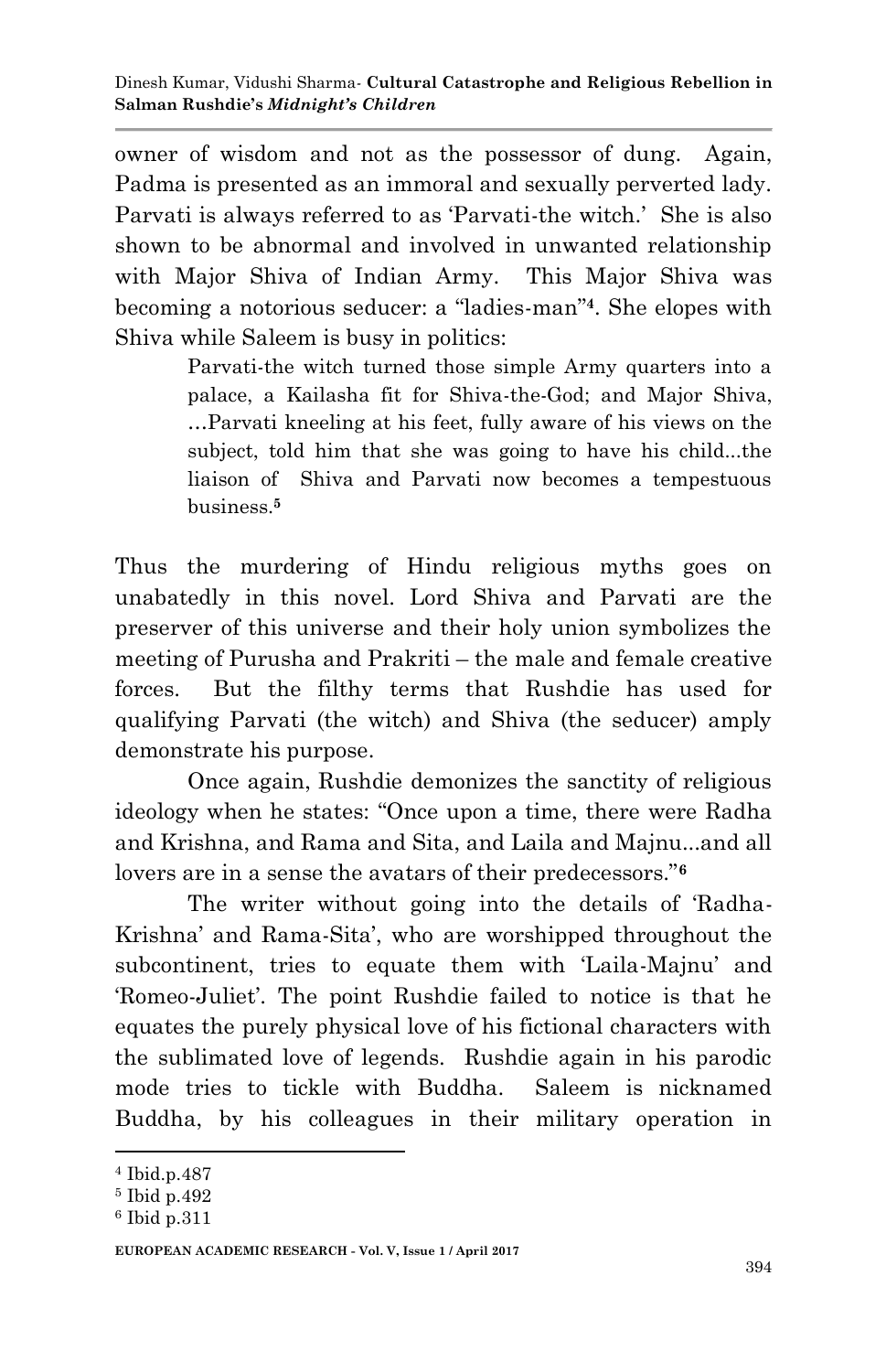owner of wisdom and not as the possessor of dung. Again, Padma is presented as an immoral and sexually perverted lady. Parvati is always referred to as 'Parvati-the witch.' She is also shown to be abnormal and involved in unwanted relationship with Major Shiva of Indian Army. This Major Shiva was becoming a notorious seducer: a "ladies-man"[4]. She elopes with Shiva while Saleem is busy in politics:

> Parvati-the witch turned those simple Army quarters into a palace, a Kailasha fit for Shiva-the-God; and Major Shiva, …Parvati kneeling at his feet, fully aware of his views on the subject, told him that she was going to have his child...the liaison of Shiva and Parvati now becomes a tempestuous business.[5]

Thus the murdering of Hindu religious myths goes on unabatedly in this novel. Lord Shiva and Parvati are the preserver of this universe and their holy union symbolizes the meeting of Purusha and Prakriti – the male and female creative forces. But the filthy terms that Rushdie has used for qualifying Parvati (the witch) and Shiva (the seducer) amply demonstrate his purpose.

Once again, Rushdie demonizes the sanctity of religious ideology when he states: "Once upon a time, there were Radha and Krishna, and Rama and Sita, and Laila and Majnu...and all lovers are in a sense the avatars of their predecessors."[6]

The writer without going into the details of 'Radha-Krishna' and Rama-Sita', who are worshipped throughout the subcontinent, tries to equate them with 'Laila-Majnu' and 'Romeo-Juliet'. The point Rushdie failed to notice is that he equates the purely physical love of his fictional characters with the sublimated love of legends. Rushdie again in his parodic mode tries to tickle with Buddha. Saleem is nicknamed Buddha, by his colleagues in their military operation in

---

[4] Ibid.p.487

[5] Ibid p.492

[6] Ibid p.311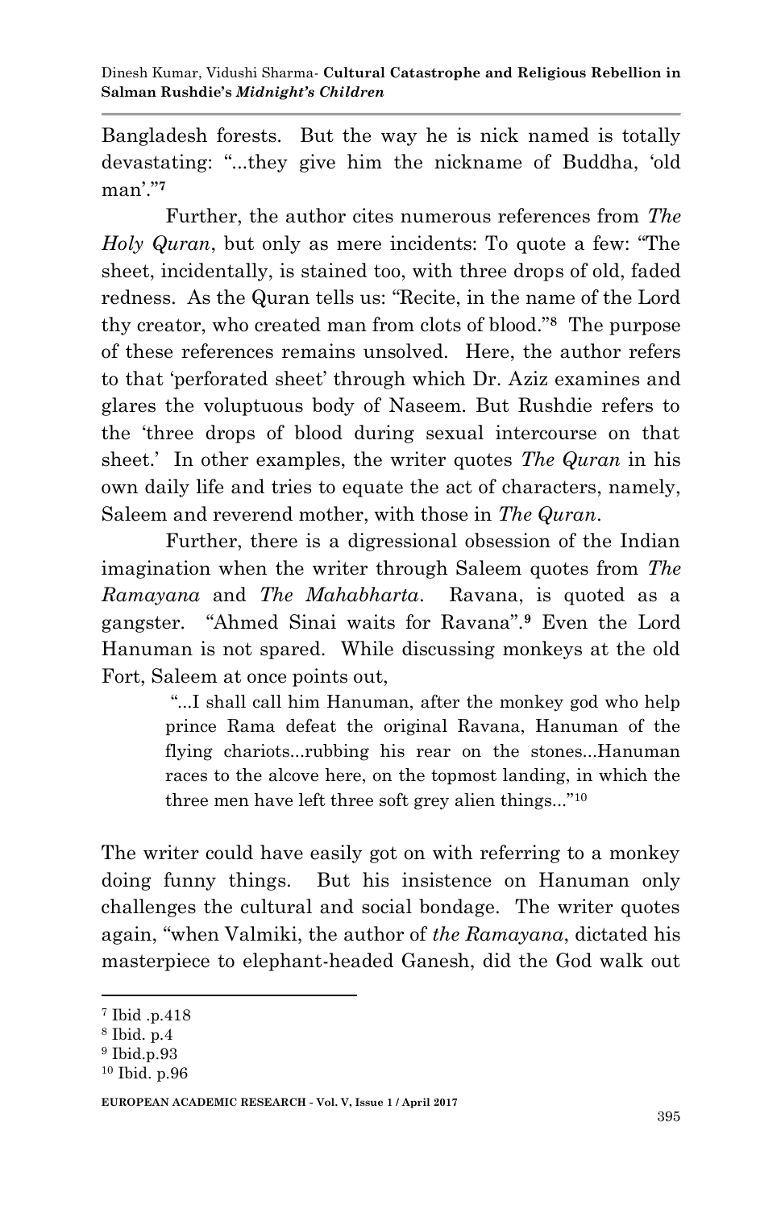Bangladesh forests. But the way he is nick named is totally devastating: "...they give him the nickname of Buddha, 'old man'."[7]

Further, the author cites numerous references from *The Holy Quran*, but only as mere incidents: To quote a few: "The sheet, incidentally, is stained too, with three drops of old, faded redness. As the Quran tells us: "Recite, in the name of the Lord thy creator, who created man from clots of blood."[8] The purpose of these references remains unsolved. Here, the author refers to that 'perforated sheet' through which Dr. Aziz examines and glares the voluptuous body of Naseem. But Rushdie refers to the 'three drops of blood during sexual intercourse on that sheet.' In other examples, the writer quotes *The Quran* in his own daily life and tries to equate the act of characters, namely, Saleem and reverend mother, with those in *The Quran*.

Further, there is a digressional obsession of the Indian imagination when the writer through Saleem quotes from *The Ramayana* and *The Mahabharta*. Ravana, is quoted as a gangster. "Ahmed Sinai waits for Ravana".[9] Even the Lord Hanuman is not spared. While discussing monkeys at the old Fort, Saleem at once points out,

> "...I shall call him Hanuman, after the monkey god who help prince Rama defeat the original Ravana, Hanuman of the flying chariots...rubbing his rear on the stones...Hanuman races to the alcove here, on the topmost landing, in which the three men have left three soft grey alien things..."[10]

The writer could have easily got on with referring to a monkey doing funny things. But his insistence on Hanuman only challenges the cultural and social bondage. The writer quotes again, "when Valmiki, the author of *the Ramayana*, dictated his masterpiece to elephant-headed Ganesh, did the God walk out

---

[7] Ibid .p.418

[8] Ibid. p.4

[9] Ibid.p.93

[10] Ibid. p.96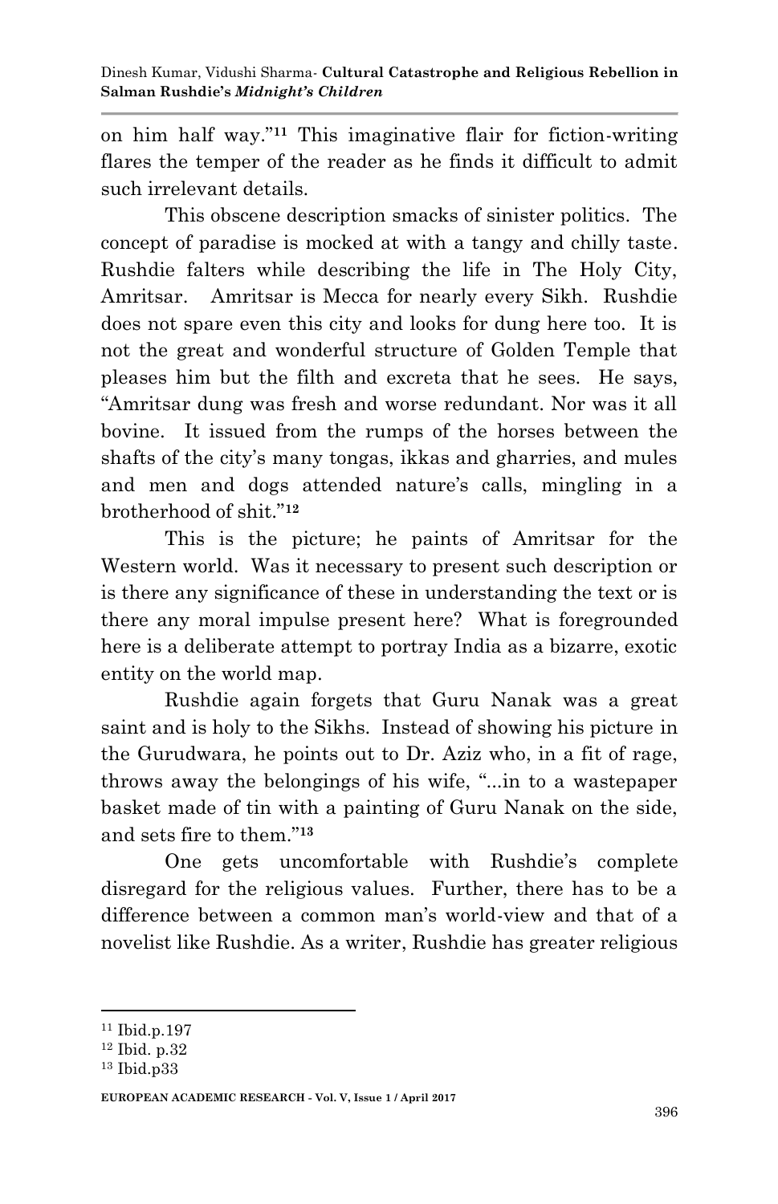on him half way."[11] This imaginative flair for fiction-writing flares the temper of the reader as he finds it difficult to admit such irrelevant details.

This obscene description smacks of sinister politics. The concept of paradise is mocked at with a tangy and chilly taste. Rushdie falters while describing the life in The Holy City, Amritsar. Amritsar is Mecca for nearly every Sikh. Rushdie does not spare even this city and looks for dung here too. It is not the great and wonderful structure of Golden Temple that pleases him but the filth and excreta that he sees. He says, "Amritsar dung was fresh and worse redundant. Nor was it all bovine. It issued from the rumps of the horses between the shafts of the city's many tongas, ikkas and gharries, and mules and men and dogs attended nature's calls, mingling in a brotherhood of shit."[12]

This is the picture; he paints of Amritsar for the Western world. Was it necessary to present such description or is there any significance of these in understanding the text or is there any moral impulse present here? What is foregrounded here is a deliberate attempt to portray India as a bizarre, exotic entity on the world map.

Rushdie again forgets that Guru Nanak was a great saint and is holy to the Sikhs. Instead of showing his picture in the Gurudwara, he points out to Dr. Aziz who, in a fit of rage, throws away the belongings of his wife, "...in to a wastepaper basket made of tin with a painting of Guru Nanak on the side, and sets fire to them."[13]

One gets uncomfortable with Rushdie's complete disregard for the religious values. Further, there has to be a difference between a common man's world-view and that of a novelist like Rushdie. As a writer, Rushdie has greater religious

---

[11] Ibid.p.197

[12] Ibid. p.32

[13] Ibid.p33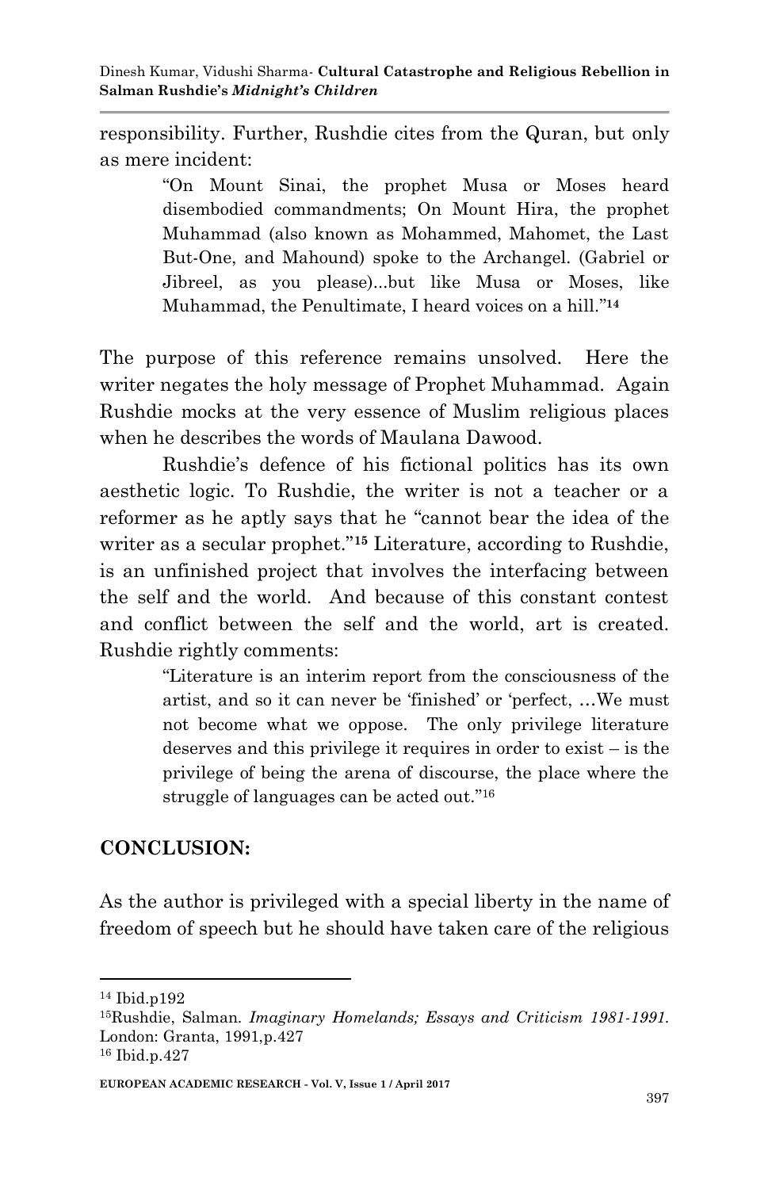responsibility. Further, Rushdie cites from the Quran, but only as mere incident:

> "On Mount Sinai, the prophet Musa or Moses heard disembodied commandments; On Mount Hira, the prophet Muhammad (also known as Mohammed, Mahomet, the Last But-One, and Mahound) spoke to the Archangel. (Gabriel or Jibreel, as you please)...but like Musa or Moses, like Muhammad, the Penultimate, I heard voices on a hill."[14]

The purpose of this reference remains unsolved. Here the writer negates the holy message of Prophet Muhammad. Again Rushdie mocks at the very essence of Muslim religious places when he describes the words of Maulana Dawood.

Rushdie's defence of his fictional politics has its own aesthetic logic. To Rushdie, the writer is not a teacher or a reformer as he aptly says that he "cannot bear the idea of the writer as a secular prophet."[15] Literature, according to Rushdie, is an unfinished project that involves the interfacing between the self and the world. And because of this constant contest and conflict between the self and the world, art is created. Rushdie rightly comments:

> "Literature is an interim report from the consciousness of the artist, and so it can never be 'finished' or 'perfect, …We must not become what we oppose. The only privilege literature deserves and this privilege it requires in order to exist – is the privilege of being the arena of discourse, the place where the struggle of languages can be acted out."[16]

## CONCLUSION:

As the author is privileged with a special liberty in the name of freedom of speech but he should have taken care of the religious

---

[14] Ibid.p192

[15] Rushdie, Salman. *Imaginary Homelands; Essays and Criticism 1981-1991.* London: Granta, 1991,p.427

[16] Ibid.p.427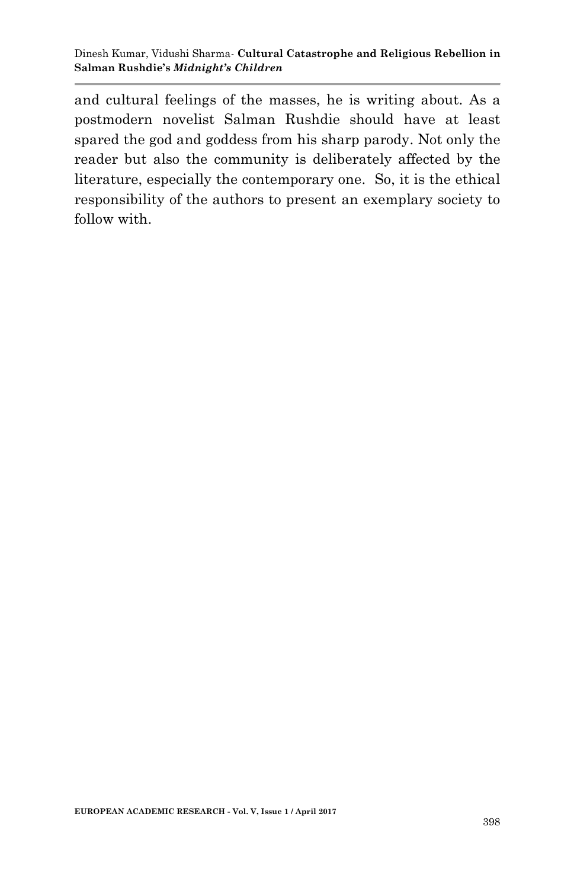and cultural feelings of the masses, he is writing about. As a postmodern novelist Salman Rushdie should have at least spared the god and goddess from his sharp parody. Not only the reader but also the community is deliberately affected by the literature, especially the contemporary one. So, it is the ethical responsibility of the authors to present an exemplary society to follow with.